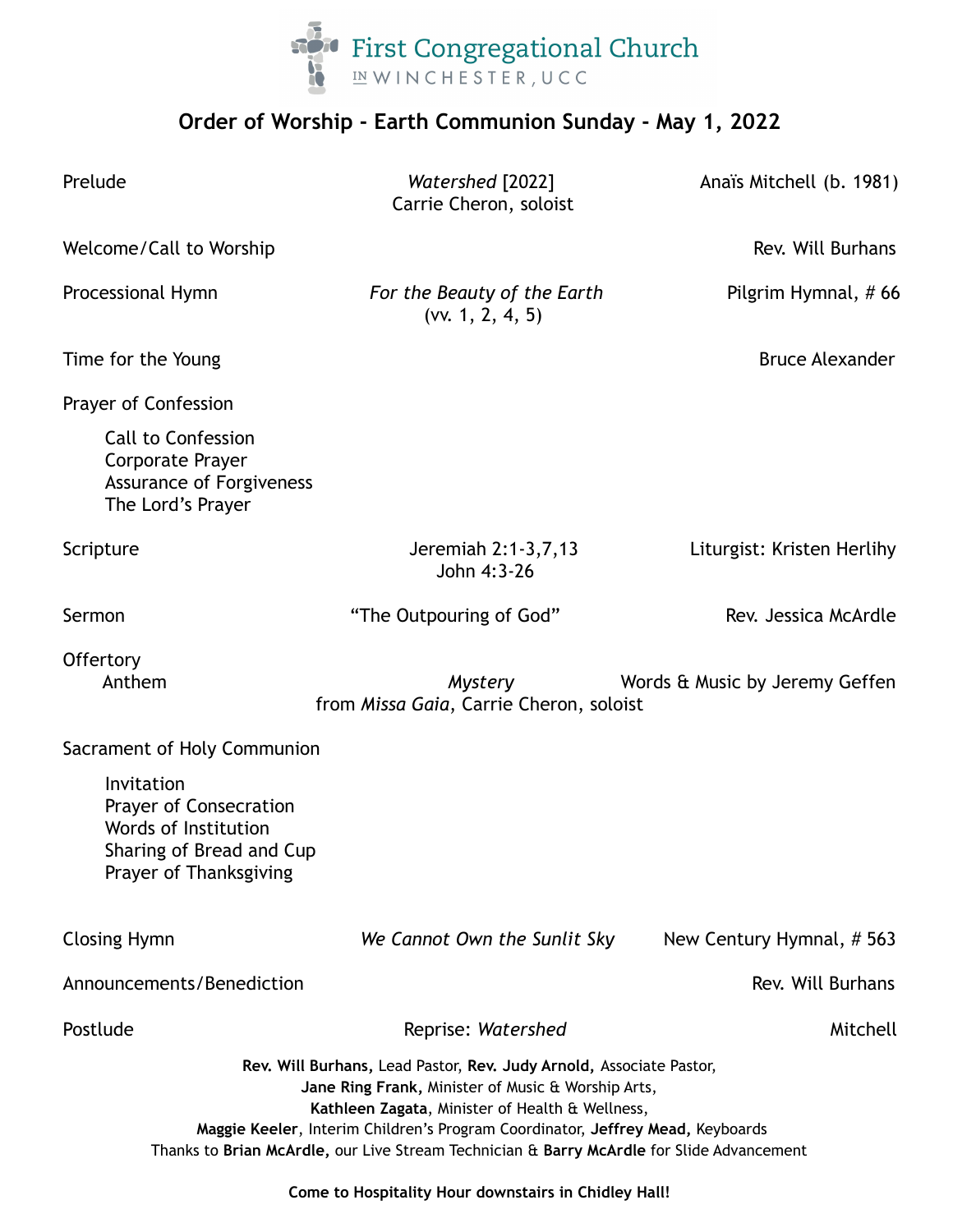First Congregational Church
IN WINCHESTER, UCC

# Order of Worship - Earth Communion Sunday - May 1, 2022

| | | |
|---|---|---|
| Prelude | *Watershed* [2022] Carrie Cheron, soloist | Anaïs Mitchell (b. 1981) |
| Welcome/Call to Worship | | Rev. Will Burhans |
| Processional Hymn | *For the Beauty of the Earth* (vv. 1, 2, 4, 5) | Pilgrim Hymnal, # 66 |
| Time for the Young | | Bruce Alexander |

Prayer of Confession

- Call to Confession
- Corporate Prayer
- Assurance of Forgiveness
- The Lord's Prayer

| | | |
|---|---|---|
| Scripture | Jeremiah 2:1-3,7,13 John 4:3-26 | Liturgist: Kristen Herlihy |
| Sermon | "The Outpouring of God" | Rev. Jessica McArdle |

Offertory

| | | |
|---|---|---|
| Anthem | *Mystery* from *Missa Gaia*, Carrie Cheron, soloist | Words & Music by Jeremy Geffen |

Sacrament of Holy Communion

- Invitation
- Prayer of Consecration
- Words of Institution
- Sharing of Bread and Cup
- Prayer of Thanksgiving

| | | |
|---|---|---|
| Closing Hymn | *We Cannot Own the Sunlit Sky* | New Century Hymnal, # 563 |
| Announcements/Benediction | | Rev. Will Burhans |
| Postlude | Reprise: *Watershed* | Mitchell |

**Rev. Will Burhans,** Lead Pastor, **Rev. Judy Arnold,** Associate Pastor,
**Jane Ring Frank,** Minister of Music & Worship Arts,
**Kathleen Zagata**, Minister of Health & Wellness,
**Maggie Keeler**, Interim Children's Program Coordinator, **Jeffrey Mead,** Keyboards
Thanks to **Brian McArdle,** our Live Stream Technician & **Barry McArdle** for Slide Advancement

**Come to Hospitality Hour downstairs in Chidley Hall!**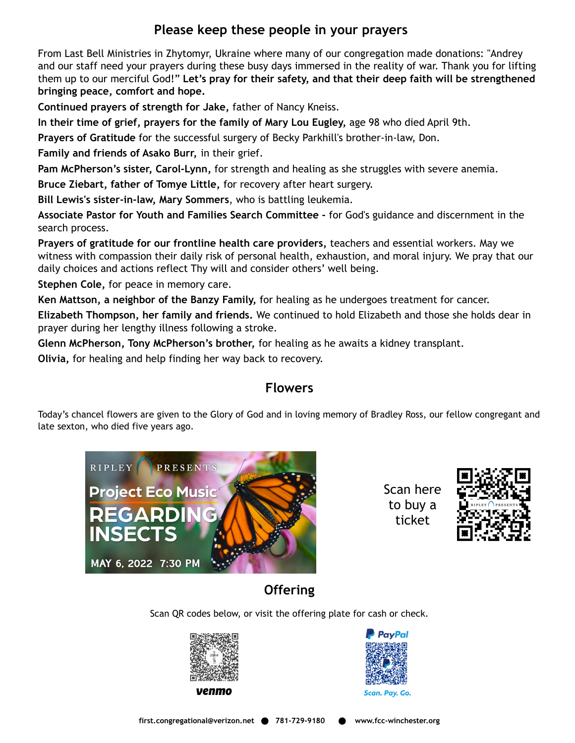## Please keep these people in your prayers

From Last Bell Ministries in Zhytomyr, Ukraine where many of our congregation made donations: "Andrey and our staff need your prayers during these busy days immersed in the reality of war. Thank you for lifting them up to our merciful God!" **Let's pray for their safety, and that their deep faith will be strengthened bringing peace, comfort and hope.**

**Continued prayers of strength for Jake,** father of Nancy Kneiss.

**In their time of grief, prayers for the family of Mary Lou Eugley,** age 98 who died April 9th.

**Prayers of Gratitude** for the successful surgery of Becky Parkhill's brother-in-law, Don.

**Family and friends of Asako Burr,** in their grief.

**Pam McPherson's sister, Carol-Lynn,** for strength and healing as she struggles with severe anemia.

**Bruce Ziebart, father of Tomye Little,** for recovery after heart surgery.

**Bill Lewis's sister-in-law, Mary Sommers**, who is battling leukemia.

**Associate Pastor for Youth and Families Search Committee -** for God's guidance and discernment in the search process.

**Prayers of gratitude for our frontline health care providers,** teachers and essential workers. May we witness with compassion their daily risk of personal health, exhaustion, and moral injury. We pray that our daily choices and actions reflect Thy will and consider others' well being.

**Stephen Cole,** for peace in memory care.

**Ken Mattson, a neighbor of the Banzy Family,** for healing as he undergoes treatment for cancer.

**Elizabeth Thompson, her family and friends.** We continued to hold Elizabeth and those she holds dear in prayer during her lengthy illness following a stroke.

**Glenn McPherson, Tony McPherson's brother,** for healing as he awaits a kidney transplant.

**Olivia,** for healing and help finding her way back to recovery.

## Flowers

Today's chancel flowers are given to the Glory of God and in loving memory of Bradley Ross, our fellow congregant and late sexton, who died five years ago.

RIPLEY PRESENTS

Project Eco Music

REGARDING INSECTS

MAY 6, 2022 7:30 PM

Scan here to buy a ticket

## Offering

Scan QR codes below, or visit the offering plate for cash or check.

venmo

PayPal

Scan. Pay. Go.